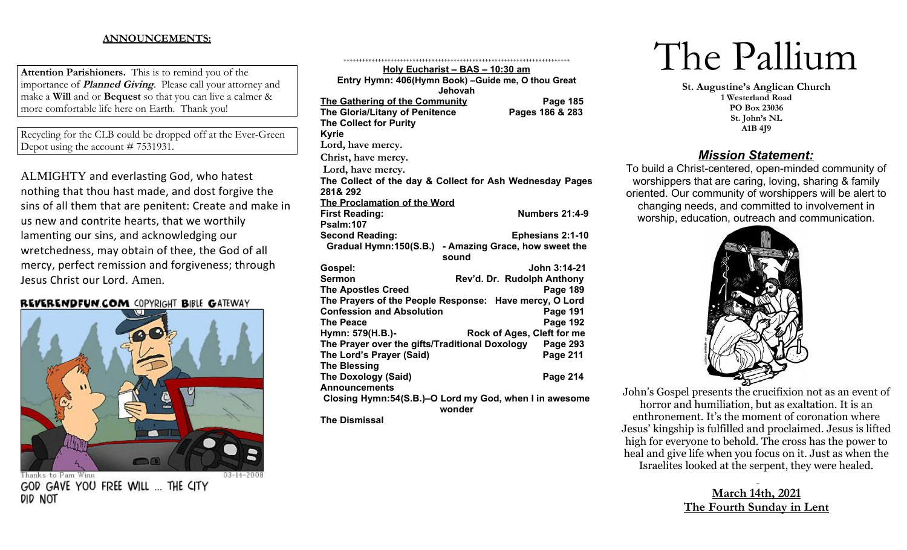**ANNOUNCEMENTS:**

**Attention Parishioners.** This is to remind you of the importance of ***Planned Giving***. Please call your attorney and make a **Will** and or **Bequest** so that you can live a calmer & more comfortable life here on Earth. Thank you!

Recycling for the CLB could be dropped off at the Ever-Green Depot using the account # 7531931.

ALMIGHTY and everlasting God, who hatest nothing that thou hast made, and dost forgive the sins of all them that are penitent: Create and make in us new and contrite hearts, that we worthily lamenting our sins, and acknowledging our wretchedness, may obtain of thee, the God of all mercy, perfect remission and forgiveness; through Jesus Christ our Lord. Amen.

REVERENDFUN.COM COPYRIGHT BIBLE GATEWAY

Thanks to Pam Winn 03-14-2008

GOD GAVE YOU FREE WILL ... THE CITY DID NOT

++++++++++++++++++++++++++++++++++++++++++++++++++++++++++++++++++++++++

**Holy Eucharist – BAS – 10:30 am**

**Entry Hymn: 406(Hymn Book) –Guide me, O thou Great Jehovah**

**The Gathering of the Community** — **Page 185**

**The Gloria/Litany of Penitence** — **Pages 186 & 283**

**The Collect for Purity**

**Kyrie**

**Lord, have mercy.**

**Christ, have mercy.**

**Lord, have mercy.**

**The Collect of the day & Collect for Ash Wednesday Pages 281& 292**

**The Proclamation of the Word**

**First Reading:** — **Numbers 21:4-9**

**Psalm:107**

**Second Reading:** — **Ephesians 2:1-10**

**Gradual Hymn:150(S.B.) - Amazing Grace, how sweet the sound**

**Gospel:** — **John 3:14-21**

**Sermon** — **Rev'd. Dr. Rudolph Anthony**

**The Apostles Creed** — **Page 189**

**The Prayers of the People Response: Have mercy, O Lord**

**Confession and Absolution** — **Page 191**

**The Peace** — **Page 192**

**Hymn: 579(H.B.)-** — **Rock of Ages, Cleft for me**

**The Prayer over the gifts/Traditional Doxology** — **Page 293**

**The Lord's Prayer (Said)** — **Page 211**

**The Blessing**

**The Doxology (Said)** — **Page 214**

**Announcements**

**Closing Hymn:54(S.B.)–O Lord my God, when I in awesome wonder**

**The Dismissal**

# The Pallium

**St. Augustine's Anglican Church**
**1 Westerland Road**
**PO Box 23036**
**St. John's NL**
**A1B 4J9**

## ***Mission Statement:***

To build a Christ-centered, open-minded community of worshippers that are caring, loving, sharing & family oriented. Our community of worshippers will be alert to changing needs, and committed to involvement in worship, education, outreach and communication.

John's Gospel presents the crucifixion not as an event of horror and humiliation, but as exaltation. It is an enthronement. It's the moment of coronation where Jesus' kingship is fulfilled and proclaimed. Jesus is lifted high for everyone to behold. The cross has the power to heal and give life when you focus on it. Just as when the Israelites looked at the serpent, they were healed.

**March 14th, 2021**
**The Fourth Sunday in Lent**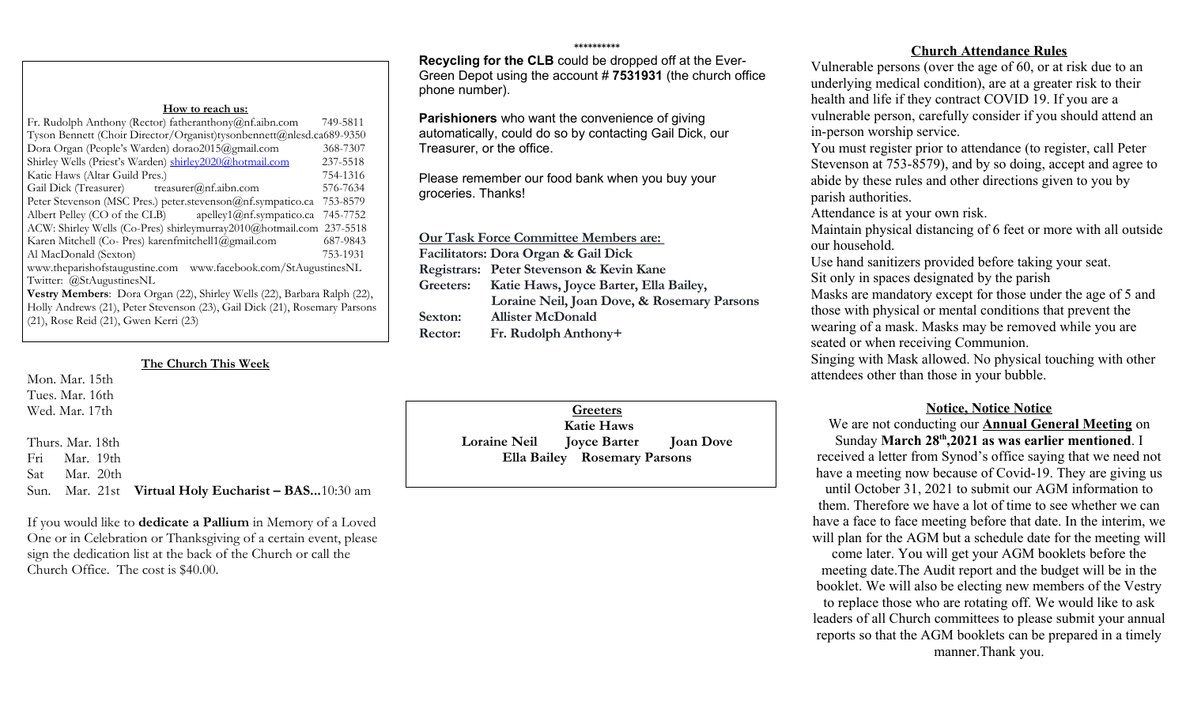**How to reach us:**

| | | |
|---|---|---|
| Fr. Rudolph Anthony (Rector) | fatheranthony@nf.aibn.com | 749-5811 |
| Tyson Bennett (Choir Director/Organist) | tysonbennett@nlesd.ca | 689-9350 |
| Dora Organ (People's Warden) | dorao2015@gmail.com | 368-7307 |
| Shirley Wells (Priest's Warden) | shirley2020@hotmail.com | 237-5518 |
| Katie Haws (Altar Guild Pres.) | | 754-1316 |
| Gail Dick (Treasurer) | treasurer@nf.aibn.com | 576-7634 |
| Peter Stevenson (MSC Pres.) | peter.stevenson@nf.sympatico.ca | 753-8579 |
| Albert Pelley (CO of the CLB) | apelley1@nf.sympatico.ca | 745-7752 |
| ACW: Shirley Wells (Co-Pres) | shirleymurray2010@hotmail.com | 237-5518 |
| Karen Mitchell (Co- Pres) | karenfmitchell1@gmail.com | 687-9843 |
| Al MacDonald (Sexton) | | 753-1931 |

www.theparishofstaugustine.com www.facebook.com/StAugustinesNL
Twitter: @StAugustinesNL

**Vestry Members**: Dora Organ (22), Shirley Wells (22), Barbara Ralph (22), Holly Andrews (21), Peter Stevenson (23), Gail Dick (21), Rosemary Parsons (21), Rose Reid (21), Gwen Kerri (23)

**The Church This Week**

Mon. Mar. 15th
Tues. Mar. 16th
Wed. Mar. 17th

Thurs. Mar. 18th
Fri Mar. 19th
Sat Mar. 20th
Sun. Mar. 21st **Virtual Holy Eucharist – BAS...**10:30 am

If you would like to **dedicate a Pallium** in Memory of a Loved One or in Celebration or Thanksgiving of a certain event, please sign the dedication list at the back of the Church or call the Church Office. The cost is $40.00.

**********

**Recycling for the CLB** could be dropped off at the Ever-Green Depot using the account # **7531931** (the church office phone number).

**Parishioners** who want the convenience of giving automatically, could do so by contacting Gail Dick, our Treasurer, or the office.

Please remember our food bank when you buy your groceries. Thanks!

**Our Task Force Committee Members are:**

**Facilitators: Dora Organ & Gail Dick**
**Registrars: Peter Stevenson & Kevin Kane**
**Greeters: Katie Haws, Joyce Barter, Ella Bailey, Loraine Neil, Joan Dove, & Rosemary Parsons**
**Sexton: Allister McDonald**
**Rector: Fr. Rudolph Anthony+**

**Greeters**

**Katie Haws**
**Loraine Neil Joyce Barter Joan Dove**
**Ella Bailey Rosemary Parsons**

**Church Attendance Rules**

Vulnerable persons (over the age of 60, or at risk due to an underlying medical condition), are at a greater risk to their health and life if they contract COVID 19. If you are a vulnerable person, carefully consider if you should attend an in-person worship service.

You must register prior to attendance (to register, call Peter Stevenson at 753-8579), and by so doing, accept and agree to abide by these rules and other directions given to you by parish authorities.

Attendance is at your own risk.

Maintain physical distancing of 6 feet or more with all outside our household.

Use hand sanitizers provided before taking your seat.

Sit only in spaces designated by the parish

Masks are mandatory except for those under the age of 5 and those with physical or mental conditions that prevent the wearing of a mask. Masks may be removed while you are seated or when receiving Communion.

Singing with Mask allowed. No physical touching with other attendees other than those in your bubble.

**Notice, Notice Notice**

We are not conducting our **Annual General Meeting** on Sunday **March 28th, 2021 as was earlier mentioned**. I received a letter from Synod's office saying that we need not have a meeting now because of Covid-19. They are giving us until October 31, 2021 to submit our AGM information to them. Therefore we have a lot of time to see whether we can have a face to face meeting before that date. In the interim, we will plan for the AGM but a schedule date for the meeting will come later. You will get your AGM booklets before the meeting date.The Audit report and the budget will be in the booklet. We will also be electing new members of the Vestry to replace those who are rotating off. We would like to ask leaders of all Church committees to please submit your annual reports so that the AGM booklets can be prepared in a timely manner.Thank you.